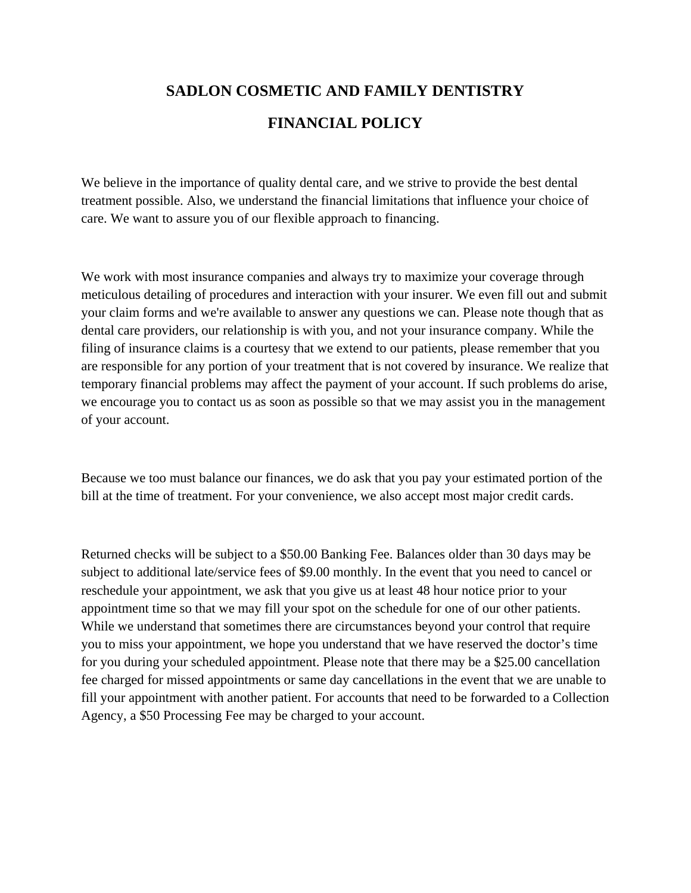# SADLON COSMETIC AND FAMILY DENTISTRY

## FINANCIAL POLICY

We believe in the importance of quality dental care, and we strive to provide the best dental treatment possible. Also, we understand the financial limitations that influence your choice of care. We want to assure you of our flexible approach to financing.

We work with most insurance companies and always try to maximize your coverage through meticulous detailing of procedures and interaction with your insurer. We even fill out and submit your claim forms and we're available to answer any questions we can. Please note though that as dental care providers, our relationship is with you, and not your insurance company. While the filing of insurance claims is a courtesy that we extend to our patients, please remember that you are responsible for any portion of your treatment that is not covered by insurance. We realize that temporary financial problems may affect the payment of your account. If such problems do arise, we encourage you to contact us as soon as possible so that we may assist you in the management of your account.

Because we too must balance our finances, we do ask that you pay your estimated portion of the bill at the time of treatment. For your convenience, we also accept most major credit cards.

Returned checks will be subject to a $50.00 Banking Fee. Balances older than 30 days may be subject to additional late/service fees of $9.00 monthly. In the event that you need to cancel or reschedule your appointment, we ask that you give us at least 48 hour notice prior to your appointment time so that we may fill your spot on the schedule for one of our other patients. While we understand that sometimes there are circumstances beyond your control that require you to miss your appointment, we hope you understand that we have reserved the doctor's time for you during your scheduled appointment. Please note that there may be a $25.00 cancellation fee charged for missed appointments or same day cancellations in the event that we are unable to fill your appointment with another patient. For accounts that need to be forwarded to a Collection Agency, a $50 Processing Fee may be charged to your account.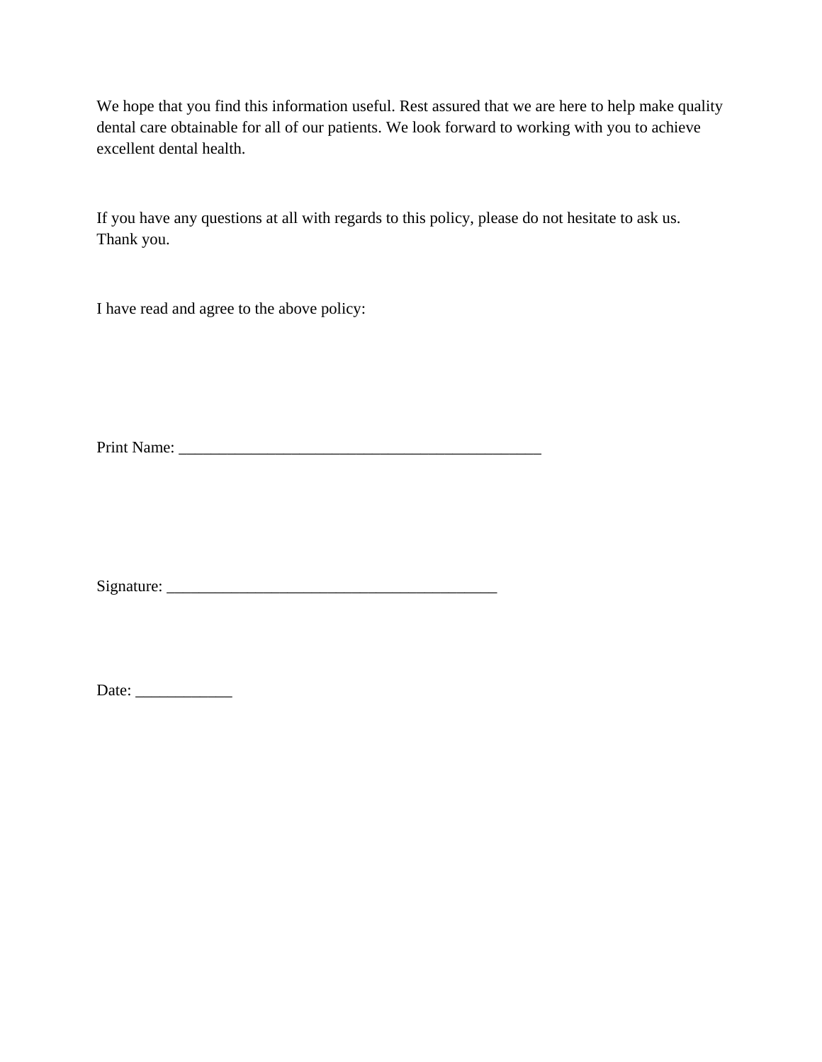We hope that you find this information useful. Rest assured that we are here to help make quality dental care obtainable for all of our patients. We look forward to working with you to achieve excellent dental health.

If you have any questions at all with regards to this policy, please do not hesitate to ask us. Thank you.

I have read and agree to the above policy:

Print Name: _______________________________________________

Signature: __________________________________________

Date: ____________